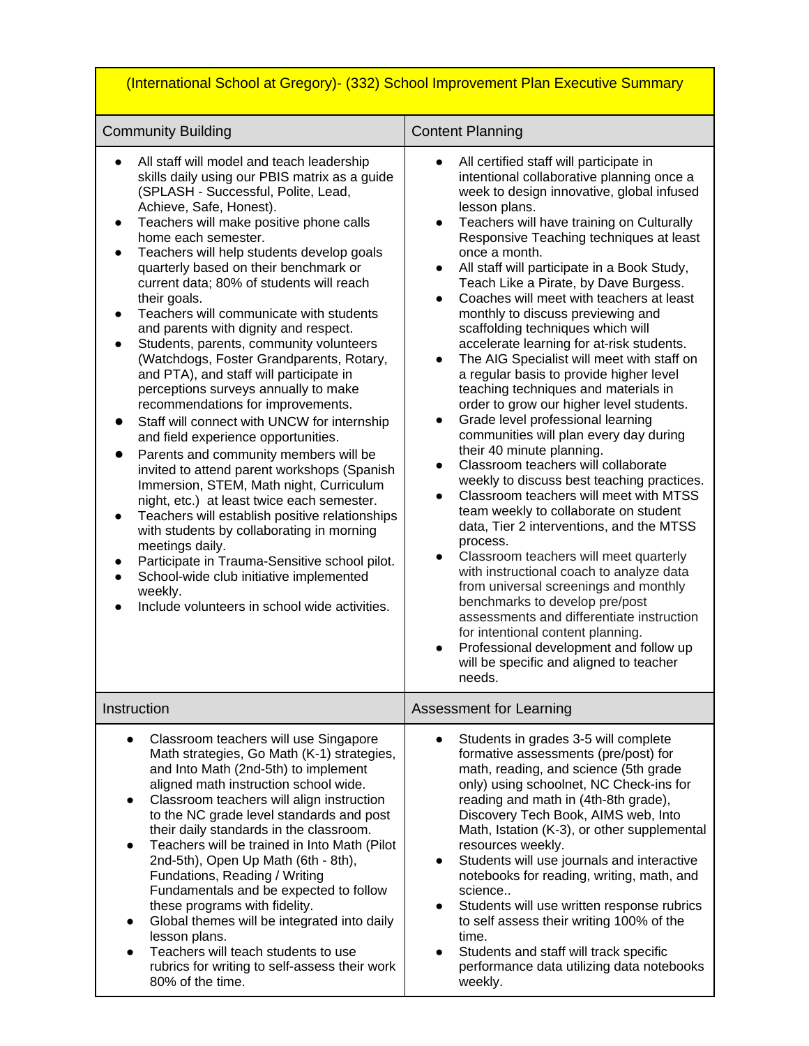# (International School at Gregory)- (332) School Improvement Plan Executive Summary

## Community Building

- All staff will model and teach leadership skills daily using our PBIS matrix as a guide (SPLASH - Successful, Polite, Lead, Achieve, Safe, Honest).
- Teachers will make positive phone calls home each semester.
- Teachers will help students develop goals quarterly based on their benchmark or current data; 80% of students will reach their goals.
- Teachers will communicate with students and parents with dignity and respect.
- Students, parents, community volunteers (Watchdogs, Foster Grandparents, Rotary, and PTA), and staff will participate in perceptions surveys annually to make recommendations for improvements.
- Staff will connect with UNCW for internship and field experience opportunities.
- Parents and community members will be invited to attend parent workshops (Spanish Immersion, STEM, Math night, Curriculum night, etc.) at least twice each semester.
- Teachers will establish positive relationships with students by collaborating in morning meetings daily.
- Participate in Trauma-Sensitive school pilot.
- School-wide club initiative implemented weekly.
- Include volunteers in school wide activities.

## Content Planning

- All certified staff will participate in intentional collaborative planning once a week to design innovative, global infused lesson plans.
- Teachers will have training on Culturally Responsive Teaching techniques at least once a month.
- All staff will participate in a Book Study, Teach Like a Pirate, by Dave Burgess.
- Coaches will meet with teachers at least monthly to discuss previewing and scaffolding techniques which will accelerate learning for at-risk students.
- The AIG Specialist will meet with staff on a regular basis to provide higher level teaching techniques and materials in order to grow our higher level students.
- Grade level professional learning communities will plan every day during their 40 minute planning.
- Classroom teachers will collaborate weekly to discuss best teaching practices.
- Classroom teachers will meet with MTSS team weekly to collaborate on student data, Tier 2 interventions, and the MTSS process.
- Classroom teachers will meet quarterly with instructional coach to analyze data from universal screenings and monthly benchmarks to develop pre/post assessments and differentiate instruction for intentional content planning.
- Professional development and follow up will be specific and aligned to teacher needs.

## Instruction

- Classroom teachers will use Singapore Math strategies, Go Math (K-1) strategies, and Into Math (2nd-5th) to implement aligned math instruction school wide.
- Classroom teachers will align instruction to the NC grade level standards and post their daily standards in the classroom.
- Teachers will be trained in Into Math (Pilot 2nd-5th), Open Up Math (6th - 8th), Fundations, Reading / Writing Fundamentals and be expected to follow these programs with fidelity.
- Global themes will be integrated into daily lesson plans.
- Teachers will teach students to use rubrics for writing to self-assess their work 80% of the time.

## Assessment for Learning

- Students in grades 3-5 will complete formative assessments (pre/post) for math, reading, and science (5th grade only) using schoolnet, NC Check-ins for reading and math in (4th-8th grade), Discovery Tech Book, AIMS web, Into Math, Istation (K-3), or other supplemental resources weekly.
- Students will use journals and interactive notebooks for reading, writing, math, and science..
- Students will use written response rubrics to self assess their writing 100% of the time.
- Students and staff will track specific performance data utilizing data notebooks weekly.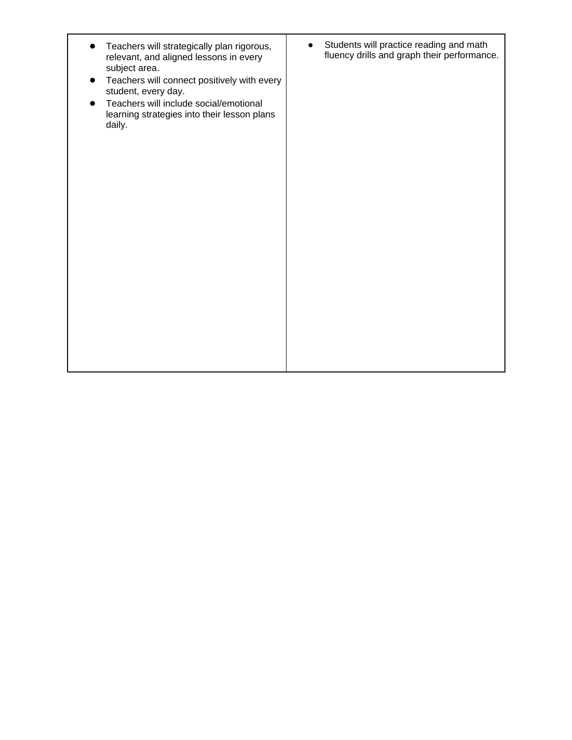| | |
|---|---|
| <ul><li>Teachers will strategically plan rigorous, relevant, and aligned lessons in every subject area.</li><li>Teachers will connect positively with every student, every day.</li><li>Teachers will include social/emotional learning strategies into their lesson plans daily.</li></ul> | <ul><li>Students will practice reading and math fluency drills and graph their performance.</li></ul> |